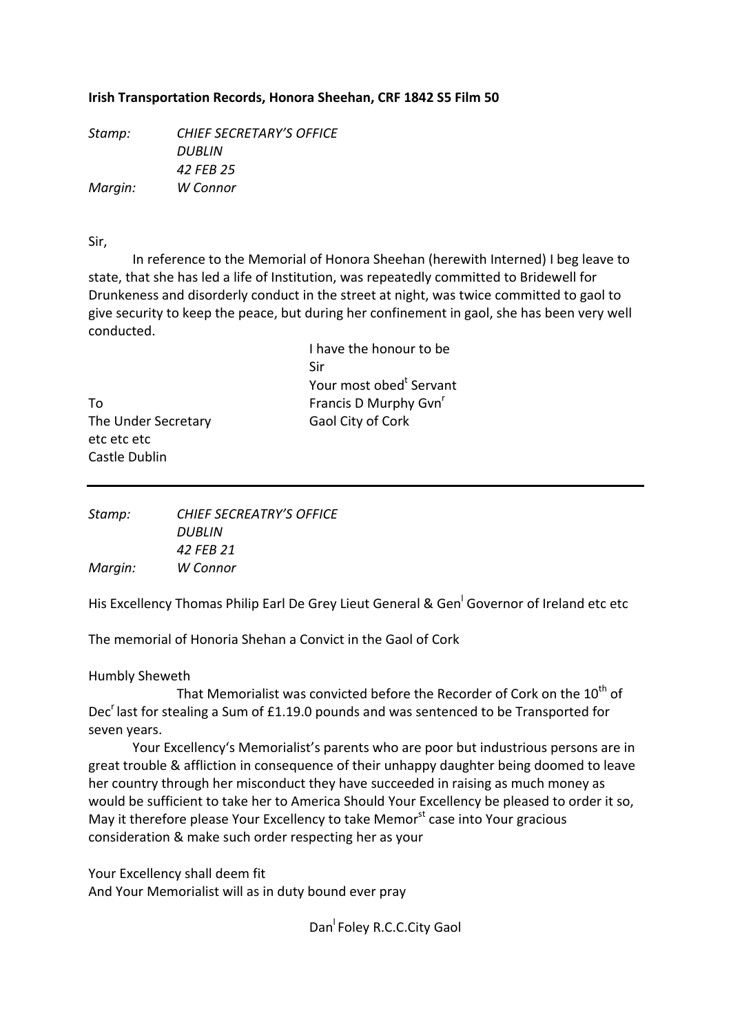**Irish Transportation Records, Honora Sheehan, CRF 1842 S5 Film 50**

*Stamp:* *CHIEF SECRETARY'S OFFICE*
*DUBLIN*
*42 FEB 25*
*Margin:* *W Connor*

Sir,

In reference to the Memorial of Honora Sheehan (herewith Interned) I beg leave to state, that she has led a life of Institution, was repeatedly committed to Bridewell for Drunkeness and disorderly conduct in the street at night, was twice committed to gaol to give security to keep the peace, but during her confinement in gaol, she has been very well conducted.

I have the honour to be
Sir
Your most obed[t] Servant
Francis D Murphy Gvn[r]
Gaol City of Cork

To
The Under Secretary
etc etc etc
Castle Dublin

---

*Stamp:* *CHIEF SECREATRY'S OFFICE*
*DUBLIN*
*42 FEB 21*
*Margin:* *W Connor*

His Excellency Thomas Philip Earl De Grey Lieut General & Gen[l] Governor of Ireland etc etc

The memorial of Honoria Shehan a Convict in the Gaol of Cork

Humbly Sheweth

That Memorialist was convicted before the Recorder of Cork on the 10[th] of Dec[r] last for stealing a Sum of £1.19.0 pounds and was sentenced to be Transported for seven years.

Your Excellency's Memorialist's parents who are poor but industrious persons are in great trouble & affliction in consequence of their unhappy daughter being doomed to leave her country through her misconduct they have succeeded in raising as much money as would be sufficient to take her to America Should Your Excellency be pleased to order it so, May it therefore please Your Excellency to take Memor[st] case into Your gracious consideration & make such order respecting her as your

Your Excellency shall deem fit
And Your Memorialist will as in duty bound ever pray

Dan[l] Foley R.C.C.City Gaol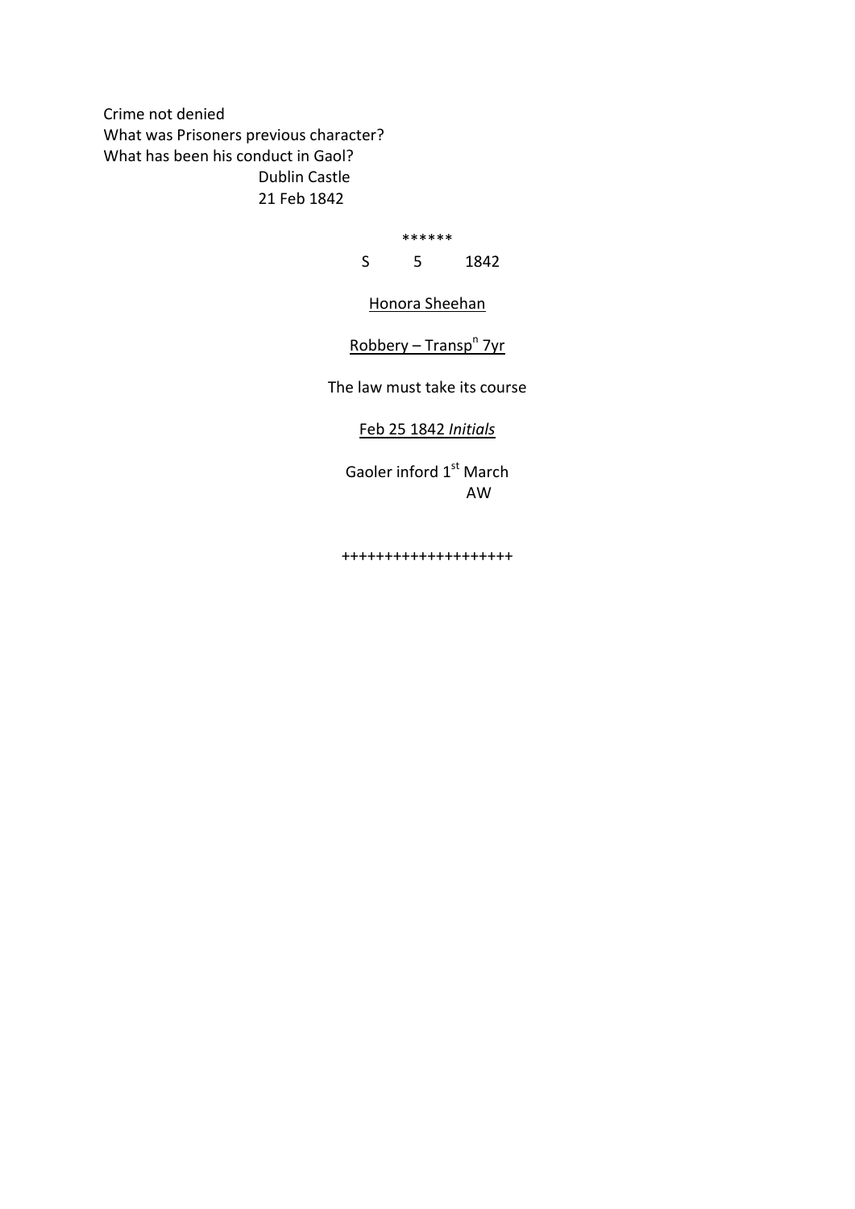Crime not denied
What was Prisoners previous character?
What has been his conduct in Gaol?

Dublin Castle
21 Feb 1842

******

S 5 1842

Honora Sheehan

Robbery – Transp$^{n}$ 7yr

The law must take its course

Feb 25 1842 *Initials*

Gaoler inford 1$^{st}$ March
AW

++++++++++++++++++++